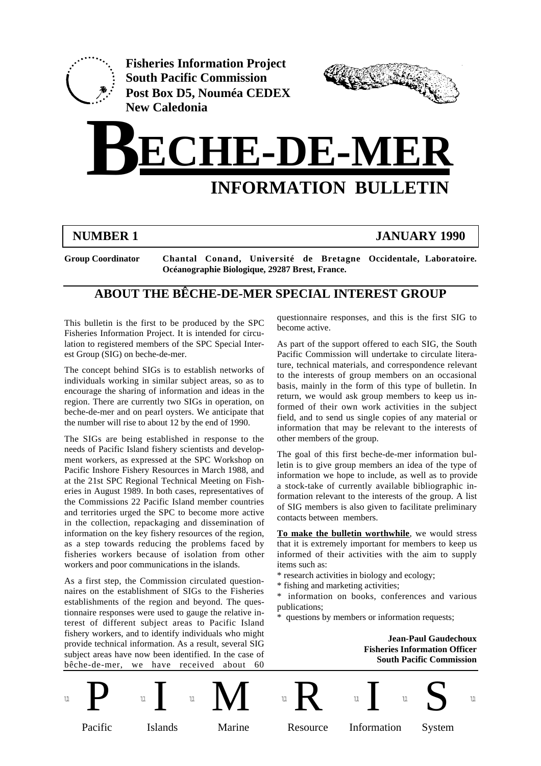**Fisheries Information Project**
**South Pacific Commission**
**Post Box D5, Nouméa CEDEX**
**New Caledonia**

# BECHE-DE-MER

## INFORMATION BULLETIN

**NUMBER 1** **JANUARY 1990**

**Group Coordinator** **Chantal Conand, Université de Bretagne Occidentale, Laboratoire. Océanographie Biologique, 29287 Brest, France.**

## ABOUT THE BÊCHE-DE-MER SPECIAL INTEREST GROUP

This bulletin is the first to be produced by the SPC Fisheries Information Project. It is intended for circulation to registered members of the SPC Special Interest Group (SIG) on beche-de-mer.

The concept behind SIGs is to establish networks of individuals working in similar subject areas, so as to encourage the sharing of information and ideas in the region. There are currently two SIGs in operation, on beche-de-mer and on pearl oysters. We anticipate that the number will rise to about 12 by the end of 1990.

The SIGs are being established in response to the needs of Pacific Island fishery scientists and development workers, as expressed at the SPC Workshop on Pacific Inshore Fishery Resources in March 1988, and at the 21st SPC Regional Technical Meeting on Fisheries in August 1989. In both cases, representatives of the Commissions 22 Pacific Island member countries and territories urged the SPC to become more active in the collection, repackaging and dissemination of information on the key fishery resources of the region, as a step towards reducing the problems faced by fisheries workers because of isolation from other workers and poor communications in the islands.

As a first step, the Commission circulated questionnaires on the establishment of SIGs to the Fisheries establishments of the region and beyond. The questionnaire responses were used to gauge the relative interest of different subject areas to Pacific Island fishery workers, and to identify individuals who might provide technical information. As a result, several SIG subject areas have now been identified. In the case of bêche-de-mer, we have received about 60 questionnaire responses, and this is the first SIG to become active.

As part of the support offered to each SIG, the South Pacific Commission will undertake to circulate literature, technical materials, and correspondence relevant to the interests of group members on an occasional basis, mainly in the form of this type of bulletin. In return, we would ask group members to keep us informed of their own work activities in the subject field, and to send us single copies of any material or information that may be relevant to the interests of other members of the group.

The goal of this first beche-de-mer information bulletin is to give group members an idea of the type of information we hope to include, as well as to provide a stock-take of currently available bibliographic information relevant to the interests of the group. A list of SIG members is also given to facilitate preliminary contacts between members.

**To make the bulletin worthwhile**, we would stress that it is extremely important for members to keep us informed of their activities with the aim to supply items such as:

* research activities in biology and ecology;
* fishing and marketing activities;
* information on books, conferences and various publications;
* questions by members or information requests;

**Jean-Paul Gaudechoux**
**Fisheries Information Officer**
**South Pacific Commission**

**P I M R I S**
Pacific Islands Marine Resource Information System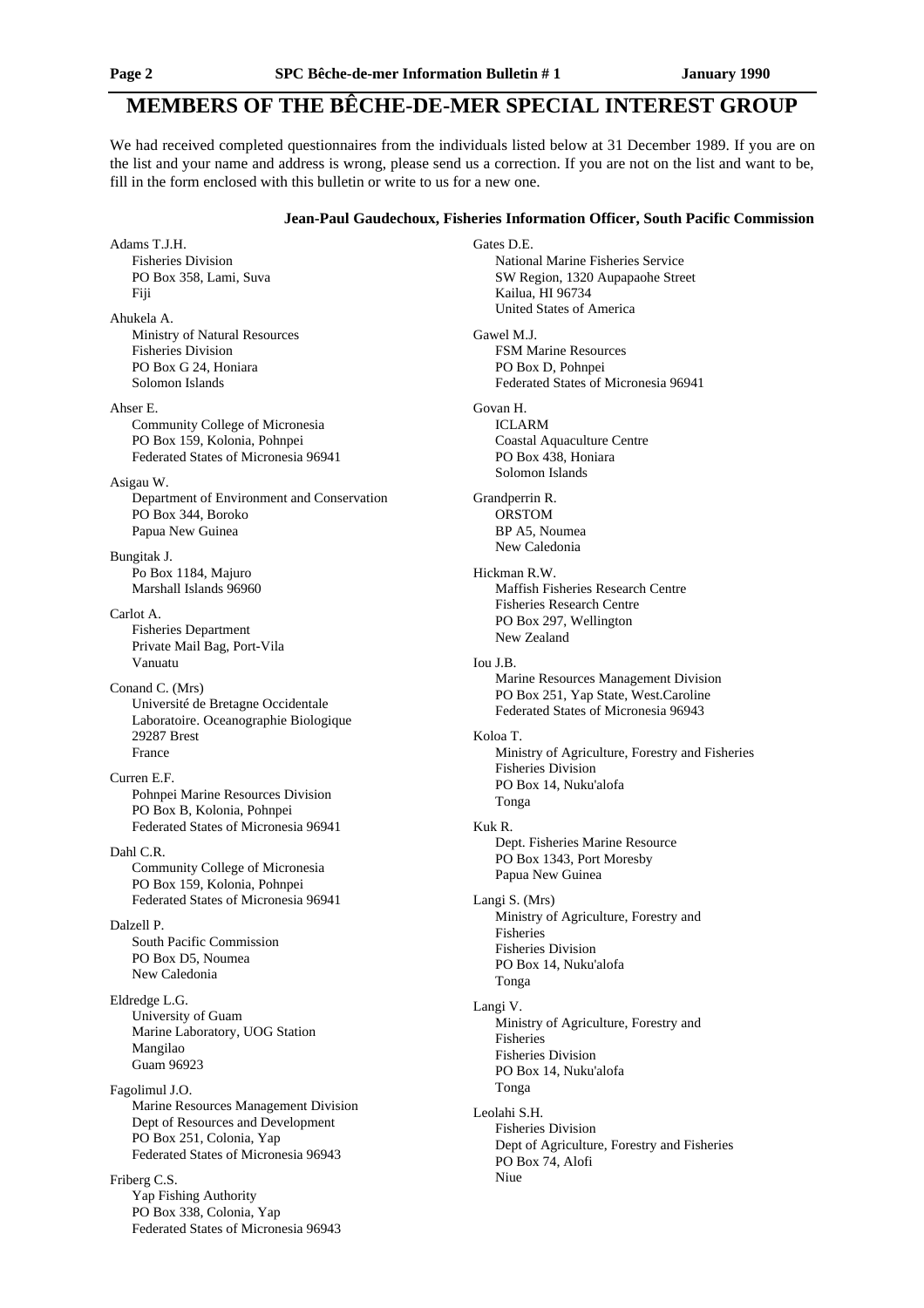# MEMBERS OF THE BÊCHE-DE-MER SPECIAL INTEREST GROUP

We had received completed questionnaires from the individuals listed below at 31 December 1989. If you are on the list and your name and address is wrong, please send us a correction. If you are not on the list and want to be, fill in the form enclosed with this bulletin or write to us for a new one.

**Jean-Paul Gaudechoux, Fisheries Information Officer, South Pacific Commission**

Adams T.J.H.
Fisheries Division
PO Box 358, Lami, Suva
Fiji

Ahukela A.
Ministry of Natural Resources
Fisheries Division
PO Box G 24, Honiara
Solomon Islands

Ahser E.
Community College of Micronesia
PO Box 159, Kolonia, Pohnpei
Federated States of Micronesia 96941

Asigau W.
Department of Environment and Conservation
PO Box 344, Boroko
Papua New Guinea

Bungitak J.
Po Box 1184, Majuro
Marshall Islands 96960

Carlot A.
Fisheries Department
Private Mail Bag, Port-Vila
Vanuatu

Conand C. (Mrs)
Université de Bretagne Occidentale
Laboratoire. Oceanographie Biologique
29287 Brest
France

Curren E.F.
Pohnpei Marine Resources Division
PO Box B, Kolonia, Pohnpei
Federated States of Micronesia 96941

Dahl C.R.
Community College of Micronesia
PO Box 159, Kolonia, Pohnpei
Federated States of Micronesia 96941

Dalzell P.
South Pacific Commission
PO Box D5, Noumea
New Caledonia

Eldredge L.G.
University of Guam
Marine Laboratory, UOG Station
Mangilao
Guam 96923

Fagolimul J.O.
Marine Resources Management Division
Dept of Resources and Development
PO Box 251, Colonia, Yap
Federated States of Micronesia 96943

Friberg C.S.
Yap Fishing Authority
PO Box 338, Colonia, Yap
Federated States of Micronesia 96943

Gates D.E.
National Marine Fisheries Service
SW Region, 1320 Aupapaohe Street
Kailua, HI 96734
United States of America

Gawel M.J.
FSM Marine Resources
PO Box D, Pohnpei
Federated States of Micronesia 96941

Govan H.
ICLARM
Coastal Aquaculture Centre
PO Box 438, Honiara
Solomon Islands

Grandperrin R.
ORSTOM
BP A5, Noumea
New Caledonia

Hickman R.W.
Maffish Fisheries Research Centre
Fisheries Research Centre
PO Box 297, Wellington
New Zealand

Iou J.B.
Marine Resources Management Division
PO Box 251, Yap State, West.Caroline
Federated States of Micronesia 96943

Koloa T.
Ministry of Agriculture, Forestry and Fisheries
Fisheries Division
PO Box 14, Nuku'alofa
Tonga

Kuk R.
Dept. Fisheries Marine Resource
PO Box 1343, Port Moresby
Papua New Guinea

Langi S. (Mrs)
Ministry of Agriculture, Forestry and Fisheries
Fisheries Division
PO Box 14, Nuku'alofa
Tonga

Langi V.
Ministry of Agriculture, Forestry and Fisheries
Fisheries Division
PO Box 14, Nuku'alofa
Tonga

Leolahi S.H.
Fisheries Division
Dept of Agriculture, Forestry and Fisheries
PO Box 74, Alofi
Niue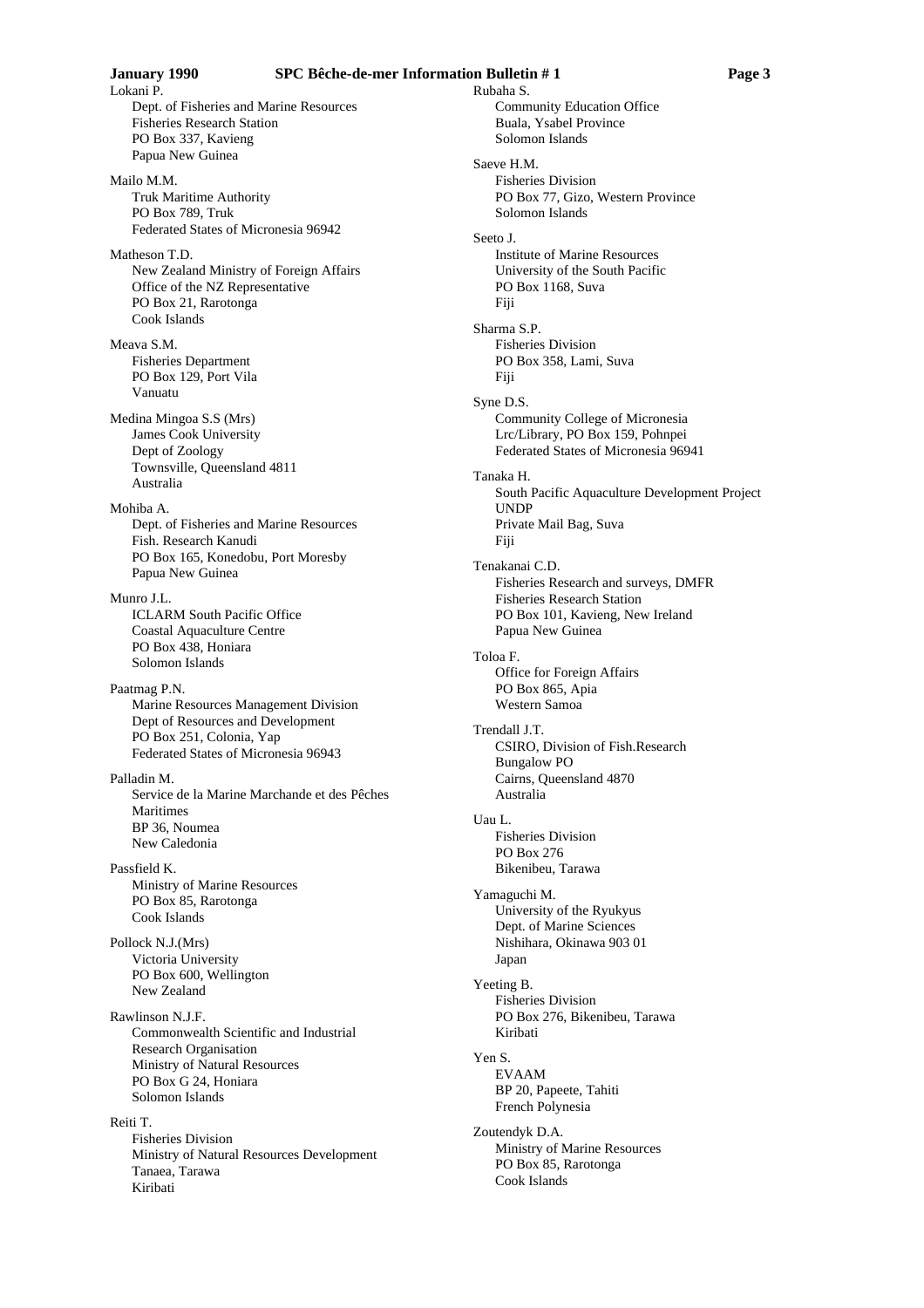Lokani P.
Dept. of Fisheries and Marine Resources
Fisheries Research Station
PO Box 337, Kavieng
Papua New Guinea

Mailo M.M.
Truk Maritime Authority
PO Box 789, Truk
Federated States of Micronesia 96942

Matheson T.D.
New Zealand Ministry of Foreign Affairs
Office of the NZ Representative
PO Box 21, Rarotonga
Cook Islands

Meava S.M.
Fisheries Department
PO Box 129, Port Vila
Vanuatu

Medina Mingoa S.S (Mrs)
James Cook University
Dept of Zoology
Townsville, Queensland 4811
Australia

Mohiba A.
Dept. of Fisheries and Marine Resources
Fish. Research Kanudi
PO Box 165, Konedobu, Port Moresby
Papua New Guinea

Munro J.L.
ICLARM South Pacific Office
Coastal Aquaculture Centre
PO Box 438, Honiara
Solomon Islands

Paatmag P.N.
Marine Resources Management Division
Dept of Resources and Development
PO Box 251, Colonia, Yap
Federated States of Micronesia 96943

Palladin M.
Service de la Marine Marchande et des Pêches Maritimes
BP 36, Noumea
New Caledonia

Passfield K.
Ministry of Marine Resources
PO Box 85, Rarotonga
Cook Islands

Pollock N.J.(Mrs)
Victoria University
PO Box 600, Wellington
New Zealand

Rawlinson N.J.F.
Commonwealth Scientific and Industrial Research Organisation
Ministry of Natural Resources
PO Box G 24, Honiara
Solomon Islands

Reiti T.
Fisheries Division
Ministry of Natural Resources Development
Tanaea, Tarawa
Kiribati

Rubaha S.
Community Education Office
Buala, Ysabel Province
Solomon Islands

Saeve H.M.
Fisheries Division
PO Box 77, Gizo, Western Province
Solomon Islands

Seeto J.
Institute of Marine Resources
University of the South Pacific
PO Box 1168, Suva
Fiji

Sharma S.P.
Fisheries Division
PO Box 358, Lami, Suva
Fiji

Syne D.S.
Community College of Micronesia
Lrc/Library, PO Box 159, Pohnpei
Federated States of Micronesia 96941

Tanaka H.
South Pacific Aquaculture Development Project
UNDP
Private Mail Bag, Suva
Fiji

Tenakanai C.D.
Fisheries Research and surveys, DMFR
Fisheries Research Station
PO Box 101, Kavieng, New Ireland
Papua New Guinea

Toloa F.
Office for Foreign Affairs
PO Box 865, Apia
Western Samoa

Trendall J.T.
CSIRO, Division of Fish.Research
Bungalow PO
Cairns, Queensland 4870
Australia

Uau L.
Fisheries Division
PO Box 276
Bikenibeu, Tarawa

Yamaguchi M.
University of the Ryukyus
Dept. of Marine Sciences
Nishihara, Okinawa 903 01
Japan

Yeeting B.
Fisheries Division
PO Box 276, Bikenibeu, Tarawa
Kiribati

Yen S.
EVAAM
BP 20, Papeete, Tahiti
French Polynesia

Zoutendyk D.A.
Ministry of Marine Resources
PO Box 85, Rarotonga
Cook Islands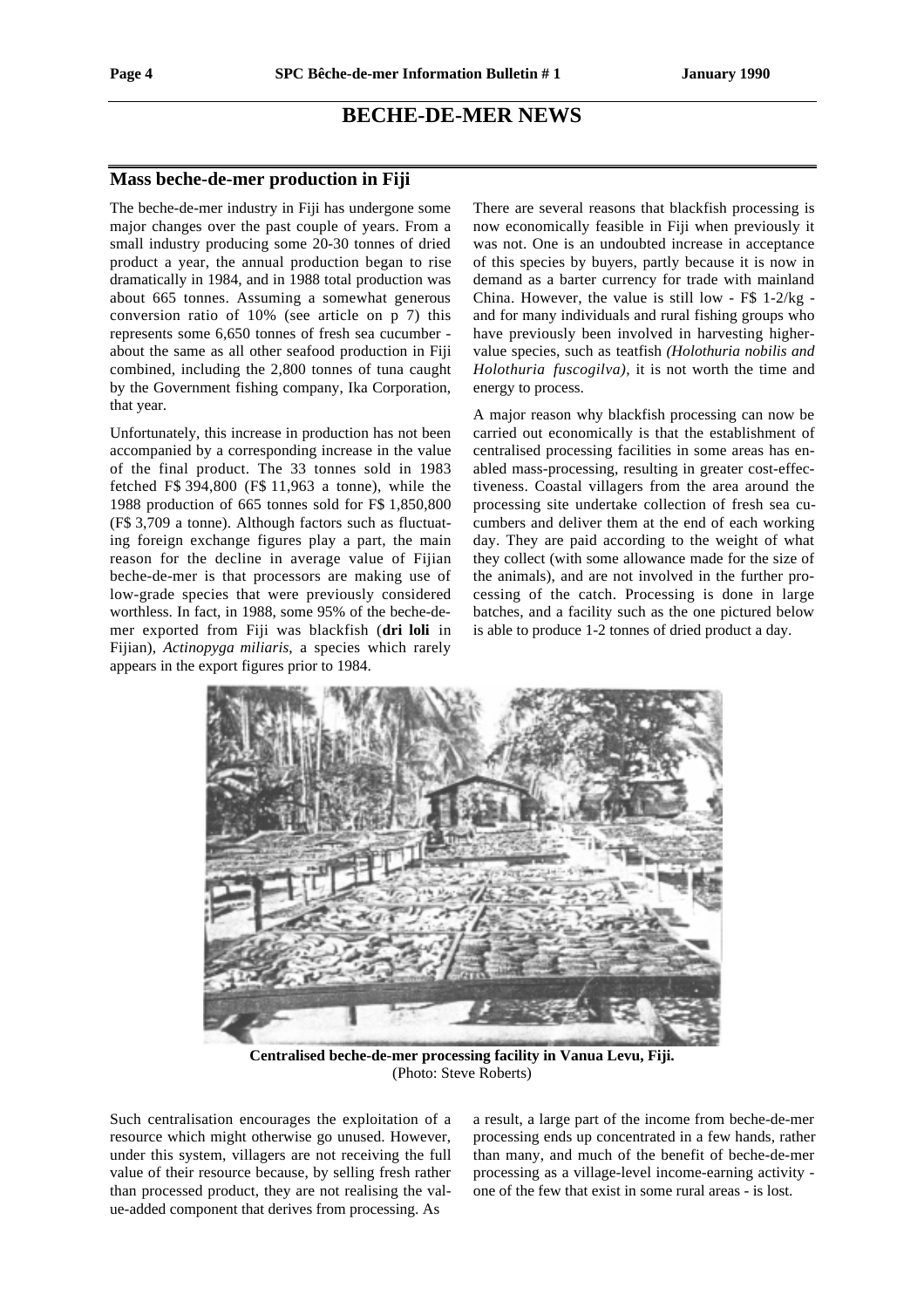# BECHE-DE-MER NEWS

## Mass beche-de-mer production in Fiji

The beche-de-mer industry in Fiji has undergone some major changes over the past couple of years. From a small industry producing some 20-30 tonnes of dried product a year, the annual production began to rise dramatically in 1984, and in 1988 total production was about 665 tonnes. Assuming a somewhat generous conversion ratio of 10% (see article on p 7) this represents some 6,650 tonnes of fresh sea cucumber - about the same as all other seafood production in Fiji combined, including the 2,800 tonnes of tuna caught by the Government fishing company, Ika Corporation, that year.

Unfortunately, this increase in production has not been accompanied by a corresponding increase in the value of the final product. The 33 tonnes sold in 1983 fetched F$ 394,800 (F$ 11,963 a tonne), while the 1988 production of 665 tonnes sold for F$ 1,850,800 (F$ 3,709 a tonne). Although factors such as fluctuating foreign exchange figures play a part, the main reason for the decline in average value of Fijian beche-de-mer is that processors are making use of low-grade species that were previously considered worthless. In fact, in 1988, some 95% of the beche-de-mer exported from Fiji was blackfish (**dri loli** in Fijian), *Actinopyga miliaris*, a species which rarely appears in the export figures prior to 1984.

There are several reasons that blackfish processing is now economically feasible in Fiji when previously it was not. One is an undoubted increase in acceptance of this species by buyers, partly because it is now in demand as a barter currency for trade with mainland China. However, the value is still low - F$ 1-2/kg - and for many individuals and rural fishing groups who have previously been involved in harvesting higher-value species, such as teatfish *(Holothuria nobilis and Holothuria fuscogilva)*, it is not worth the time and energy to process.

A major reason why blackfish processing can now be carried out economically is that the establishment of centralised processing facilities in some areas has enabled mass-processing, resulting in greater cost-effectiveness. Coastal villagers from the area around the processing site undertake collection of fresh sea cucumbers and deliver them at the end of each working day. They are paid according to the weight of what they collect (with some allowance made for the size of the animals), and are not involved in the further processing of the catch. Processing is done in large batches, and a facility such as the one pictured below is able to produce 1-2 tonnes of dried product a day.

**Centralised beche-de-mer processing facility in Vanua Levu, Fiji.**
(Photo: Steve Roberts)

Such centralisation encourages the exploitation of a resource which might otherwise go unused. However, under this system, villagers are not receiving the full value of their resource because, by selling fresh rather than processed product, they are not realising the value-added component that derives from processing. As a result, a large part of the income from beche-de-mer processing ends up concentrated in a few hands, rather than many, and much of the benefit of beche-de-mer processing as a village-level income-earning activity - one of the few that exist in some rural areas - is lost.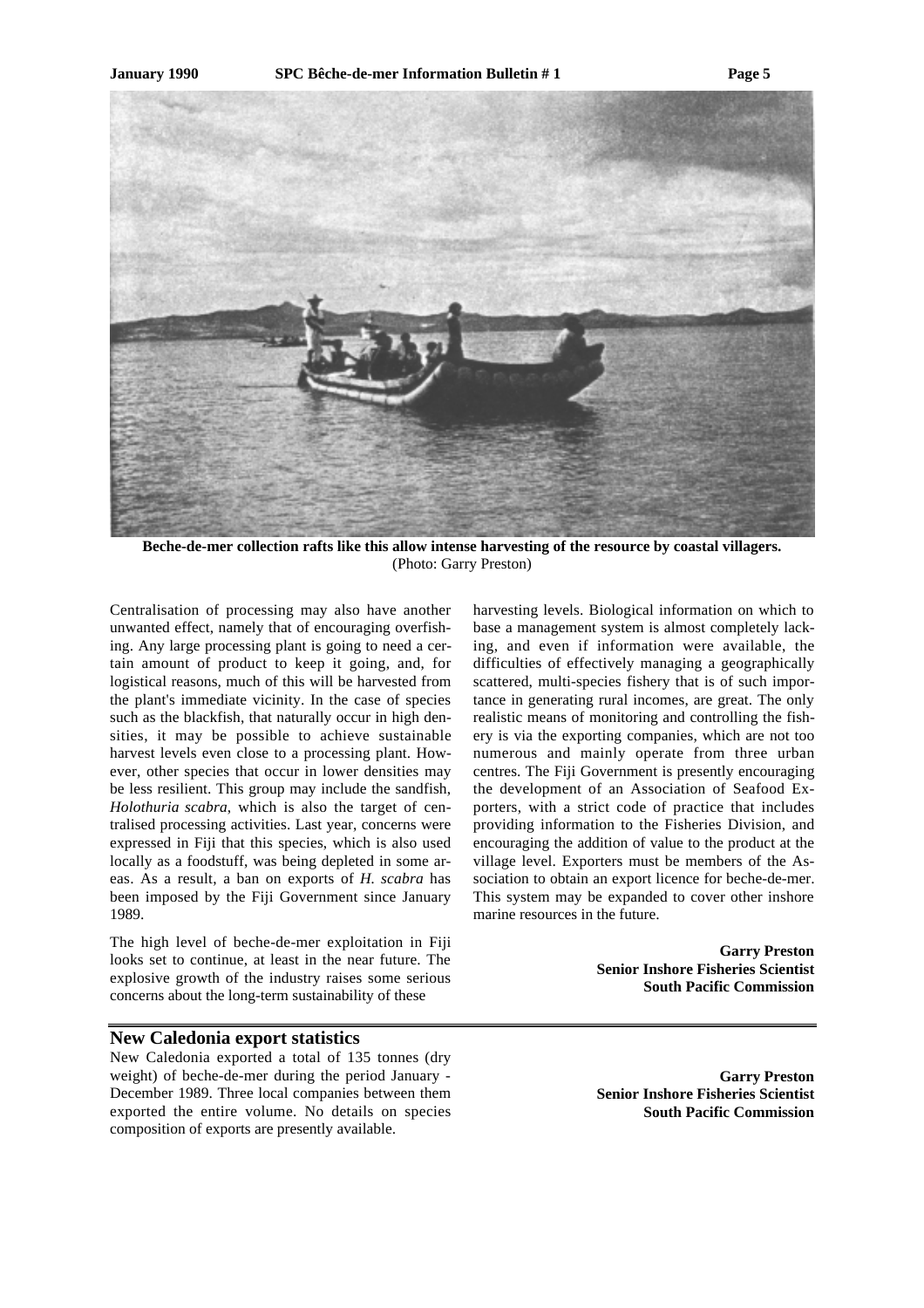**Beche-de-mer collection rafts like this allow intense harvesting of the resource by coastal villagers.** (Photo: Garry Preston)

Centralisation of processing may also have another unwanted effect, namely that of encouraging overfishing. Any large processing plant is going to need a certain amount of product to keep it going, and, for logistical reasons, much of this will be harvested from the plant's immediate vicinity. In the case of species such as the blackfish, that naturally occur in high densities, it may be possible to achieve sustainable harvest levels even close to a processing plant. However, other species that occur in lower densities may be less resilient. This group may include the sandfish, *Holothuria scabra*, which is also the target of centralised processing activities. Last year, concerns were expressed in Fiji that this species, which is also used locally as a foodstuff, was being depleted in some areas. As a result, a ban on exports of *H. scabra* has been imposed by the Fiji Government since January 1989.

The high level of beche-de-mer exploitation in Fiji looks set to continue, at least in the near future. The explosive growth of the industry raises some serious concerns about the long-term sustainability of these harvesting levels. Biological information on which to base a management system is almost completely lacking, and even if information were available, the difficulties of effectively managing a geographically scattered, multi-species fishery that is of such importance in generating rural incomes, are great. The only realistic means of monitoring and controlling the fishery is via the exporting companies, which are not too numerous and mainly operate from three urban centres. The Fiji Government is presently encouraging the development of an Association of Seafood Exporters, with a strict code of practice that includes providing information to the Fisheries Division, and encouraging the addition of value to the product at the village level. Exporters must be members of the Association to obtain an export licence for beche-de-mer. This system may be expanded to cover other inshore marine resources in the future.

**Garry Preston**
**Senior Inshore Fisheries Scientist**
**South Pacific Commission**

## New Caledonia export statistics

New Caledonia exported a total of 135 tonnes (dry weight) of beche-de-mer during the period January - December 1989. Three local companies between them exported the entire volume. No details on species composition of exports are presently available.

**Garry Preston**
**Senior Inshore Fisheries Scientist**
**South Pacific Commission**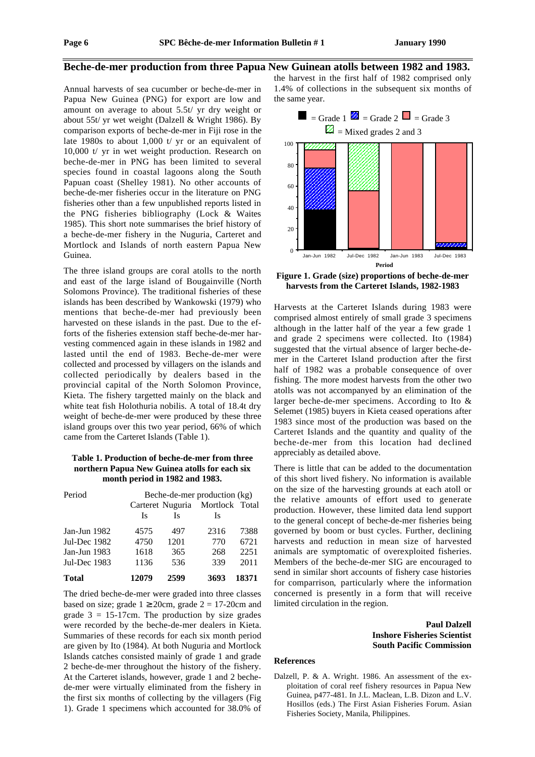# Beche-de-mer production from three Papua New Guinean atolls between 1982 and 1983.

Annual harvests of sea cucumber or beche-de-mer in Papua New Guinea (PNG) for export are low and amount on average to about 5.5t/ yr dry weight or about 55t/ yr wet weight (Dalzell & Wright 1986). By comparison exports of beche-de-mer in Fiji rose in the late 1980s to about 1,000 t/ yr or an equivalent of 10,000 t/ yr in wet weight production. Research on beche-de-mer in PNG has been limited to several species found in coastal lagoons along the South Papuan coast (Shelley 1981). No other accounts of beche-de-mer fisheries occur in the literature on PNG fisheries other than a few unpublished reports listed in the PNG fisheries bibliography (Lock & Waites 1985). This short note summarises the brief history of a beche-de-mer fishery in the Nuguria, Carteret and Mortlock and Islands of north eastern Papua New Guinea.

The three island groups are coral atolls to the north and east of the large island of Bougainville (North Solomons Province). The traditional fisheries of these islands has been described by Wankowski (1979) who mentions that beche-de-mer had previously been harvested on these islands in the past. Due to the efforts of the fisheries extension staff beche-de-mer harvesting commenced again in these islands in 1982 and lasted until the end of 1983. Beche-de-mer were collected and processed by villagers on the islands and collected periodically by dealers based in the provincial capital of the North Solomon Province, Kieta. The fishery targetted mainly on the black and white teat fish Holothuria nobilis. A total of 18.4t dry weight of beche-de-mer were produced by these three island groups over this two year period, 66% of which came from the Carteret Islands (Table 1).

**Table 1. Production of beche-de-mer from three northern Papua New Guinea atolls for each six month period in 1982 and 1983.**

| Period | Beche-de-mer production (kg) | | | |
|---|---|---|---|---|
| | Carteret Is | Nuguria Is | Mortlock Is | Total |
| Jan-Jun 1982 | 4575 | 497 | 2316 | 7388 |
| Jul-Dec 1982 | 4750 | 1201 | 770 | 6721 |
| Jan-Jun 1983 | 1618 | 365 | 268 | 2251 |
| Jul-Dec 1983 | 1136 | 536 | 339 | 2011 |
| **Total** | **12079** | **2599** | **3693** | **18371** |

The dried beche-de-mer were graded into three classes based on size; grade 1 ≥ 20cm, grade 2 = 17-20cm and grade 3 = 15-17cm. The production by size grades were recorded by the beche-de-mer dealers in Kieta. Summaries of these records for each six month period are given by Ito (1984). At both Nuguria and Mortlock Islands catches consisted mainly of grade 1 and grade 2 beche-de-mer throughout the history of the fishery. At the Carteret islands, however, grade 1 and 2 beche-de-mer were virtually eliminated from the fishery in the first six months of collecting by the villagers (Fig 1). Grade 1 specimens which accounted for 38.0% of the harvest in the first half of 1982 comprised only 1.4% of collections in the subsequent six months of the same year.

**Figure 1. Grade (size) proportions of beche-de-mer harvests from the Carteret Islands, 1982-1983**

Harvests at the Carteret Islands during 1983 were comprised almost entirely of small grade 3 specimens although in the latter half of the year a few grade 1 and grade 2 specimens were collected. Ito (1984) suggested that the virtual absence of larger beche-de-mer in the Carteret Island production after the first half of 1982 was a probable consequence of over fishing. The more modest harvests from the other two atolls was not accompanied by an elimination of the larger beche-de-mer specimens. According to Ito & Selemet (1985) buyers in Kieta ceased operations after 1983 since most of the production was based on the Carteret Islands and the quantity and quality of the beche-de-mer from this location had declined appreciably as detailed above.

There is little that can be added to the documentation of this short lived fishery. No information is available on the size of the harvesting grounds at each atoll or the relative amounts of effort used to generate production. However, these limited data lend support to the general concept of beche-de-mer fisheries being governed by boom or bust cycles. Further, declining harvests and reduction in mean size of harvested animals are symptomatic of overexploited fisheries. Members of the beche-de-mer SIG are encouraged to send in similar short accounts of fishery case histories for comparrison, particularly where the information concerned is presently in a form that will receive limited circulation in the region.

**Paul Dalzell**
**Inshore Fisheries Scientist**
**South Pacific Commission**

## References

Dalzell, P. & A. Wright. 1986. An assessment of the exploitation of coral reef fishery resources in Papua New Guinea, p477-481. In J.L. Maclean, L.B. Dizon and L.V. Hosillos (eds.) The First Asian Fisheries Forum. Asian Fisheries Society, Manila, Philippines.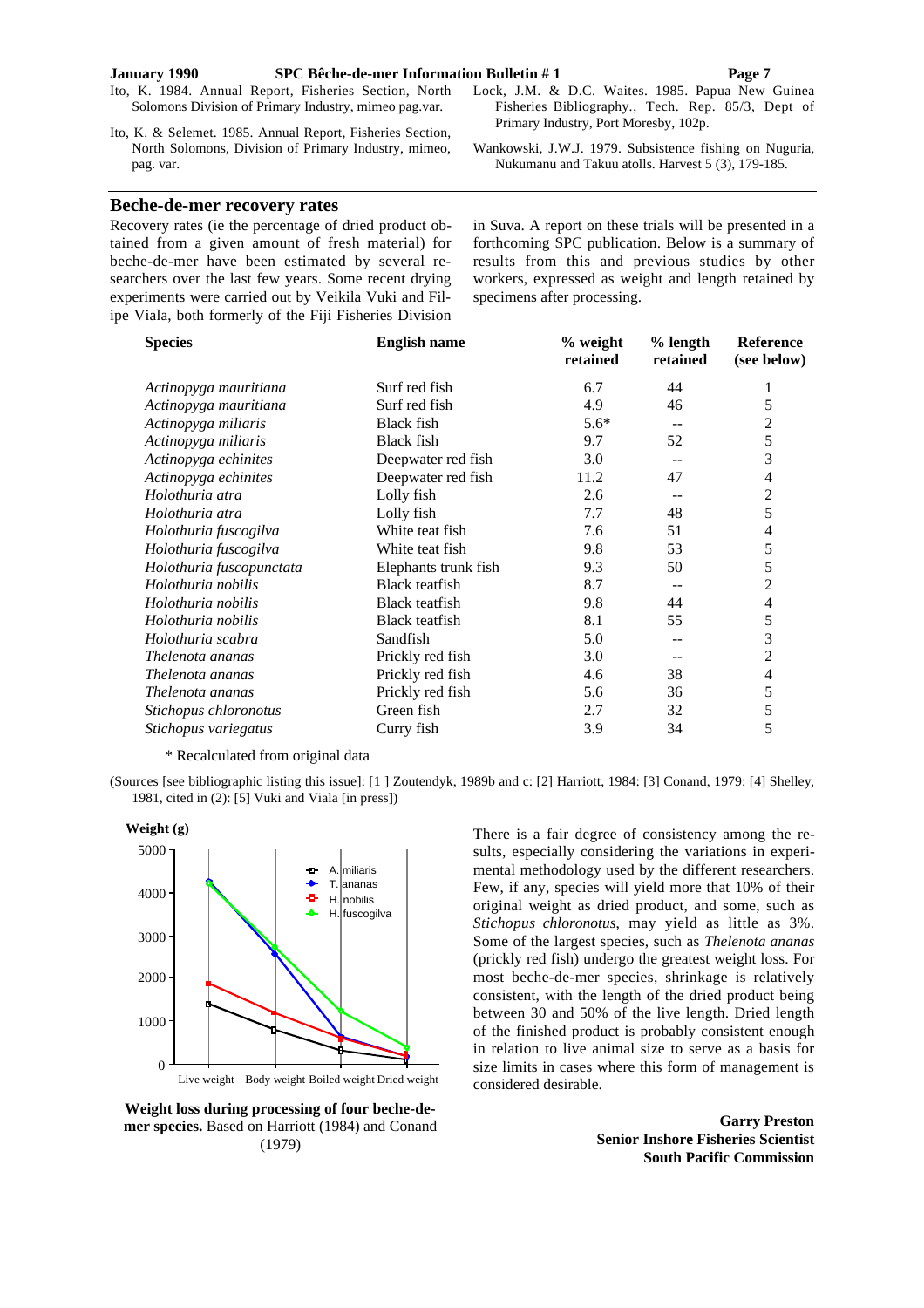Ito, K. 1984. Annual Report, Fisheries Section, North Solomons Division of Primary Industry, mimeo pag.var.

Ito, K. & Selemet. 1985. Annual Report, Fisheries Section, North Solomons, Division of Primary Industry, mimeo, pag. var.

Lock, J.M. & D.C. Waites. 1985. Papua New Guinea Fisheries Bibliography., Tech. Rep. 85/3, Dept of Primary Industry, Port Moresby, 102p.

Wankowski, J.W.J. 1979. Subsistence fishing on Nuguria, Nukumanu and Takuu atolls. Harvest 5 (3), 179-185.

## Beche-de-mer recovery rates

Recovery rates (ie the percentage of dried product obtained from a given amount of fresh material) for beche-de-mer have been estimated by several researchers over the last few years. Some recent drying experiments were carried out by Veikila Vuki and Filipe Viala, both formerly of the Fiji Fisheries Division in Suva. A report on these trials will be presented in a forthcoming SPC publication. Below is a summary of results from this and previous studies by other workers, expressed as weight and length retained by specimens after processing.

| Species | English name | % weight retained | % length retained | Reference (see below) |
|---|---|---|---|---|
| *Actinopyga mauritiana* | Surf red fish | 6.7 | 44 | 1 |
| *Actinopyga mauritiana* | Surf red fish | 4.9 | 46 | 5 |
| *Actinopyga miliaris* | Black fish | 5.6* | -- | 2 |
| *Actinopyga miliaris* | Black fish | 9.7 | 52 | 5 |
| *Actinopyga echinites* | Deepwater red fish | 3.0 | -- | 3 |
| *Actinopyga echinites* | Deepwater red fish | 11.2 | 47 | 4 |
| *Holothuria atra* | Lolly fish | 2.6 | -- | 2 |
| *Holothuria atra* | Lolly fish | 7.7 | 48 | 5 |
| *Holothuria fuscogilva* | White teat fish | 7.6 | 51 | 4 |
| *Holothuria fuscogilva* | White teat fish | 9.8 | 53 | 5 |
| *Holothuria fuscopunctata* | Elephants trunk fish | 9.3 | 50 | 5 |
| *Holothuria nobilis* | Black teatfish | 8.7 | -- | 2 |
| *Holothuria nobilis* | Black teatfish | 9.8 | 44 | 4 |
| *Holothuria nobilis* | Black teatfish | 8.1 | 55 | 5 |
| *Holothuria scabra* | Sandfish | 5.0 | -- | 3 |
| *Thelenota ananas* | Prickly red fish | 3.0 | -- | 2 |
| *Thelenota ananas* | Prickly red fish | 4.6 | 38 | 4 |
| *Thelenota ananas* | Prickly red fish | 5.6 | 36 | 5 |
| *Stichopus chloronotus* | Green fish | 2.7 | 32 | 5 |
| *Stichopus variegatus* | Curry fish | 3.9 | 34 | 5 |

\* Recalculated from original data

(Sources [see bibliographic listing this issue]: [1 ] Zoutendyk, 1989b and c: [2] Harriott, 1984: [3] Conand, 1979: [4] Shelley, 1981, cited in (2): [5] Vuki and Viala [in press])

**Weight loss during processing of four beche-de-mer species.** Based on Harriott (1984) and Conand (1979)

There is a fair degree of consistency among the results, especially considering the variations in experimental methodology used by the different researchers. Few, if any, species will yield more that 10% of their original weight as dried product, and some, such as *Stichopus chloronotus*, may yield as little as 3%. Some of the largest species, such as *Thelenota ananas* (prickly red fish) undergo the greatest weight loss. For most beche-de-mer species, shrinkage is relatively consistent, with the length of the dried product being between 30 and 50% of the live length. Dried length of the finished product is probably consistent enough in relation to live animal size to serve as a basis for size limits in cases where this form of management is considered desirable.

**Garry Preston**
**Senior Inshore Fisheries Scientist**
**South Pacific Commission**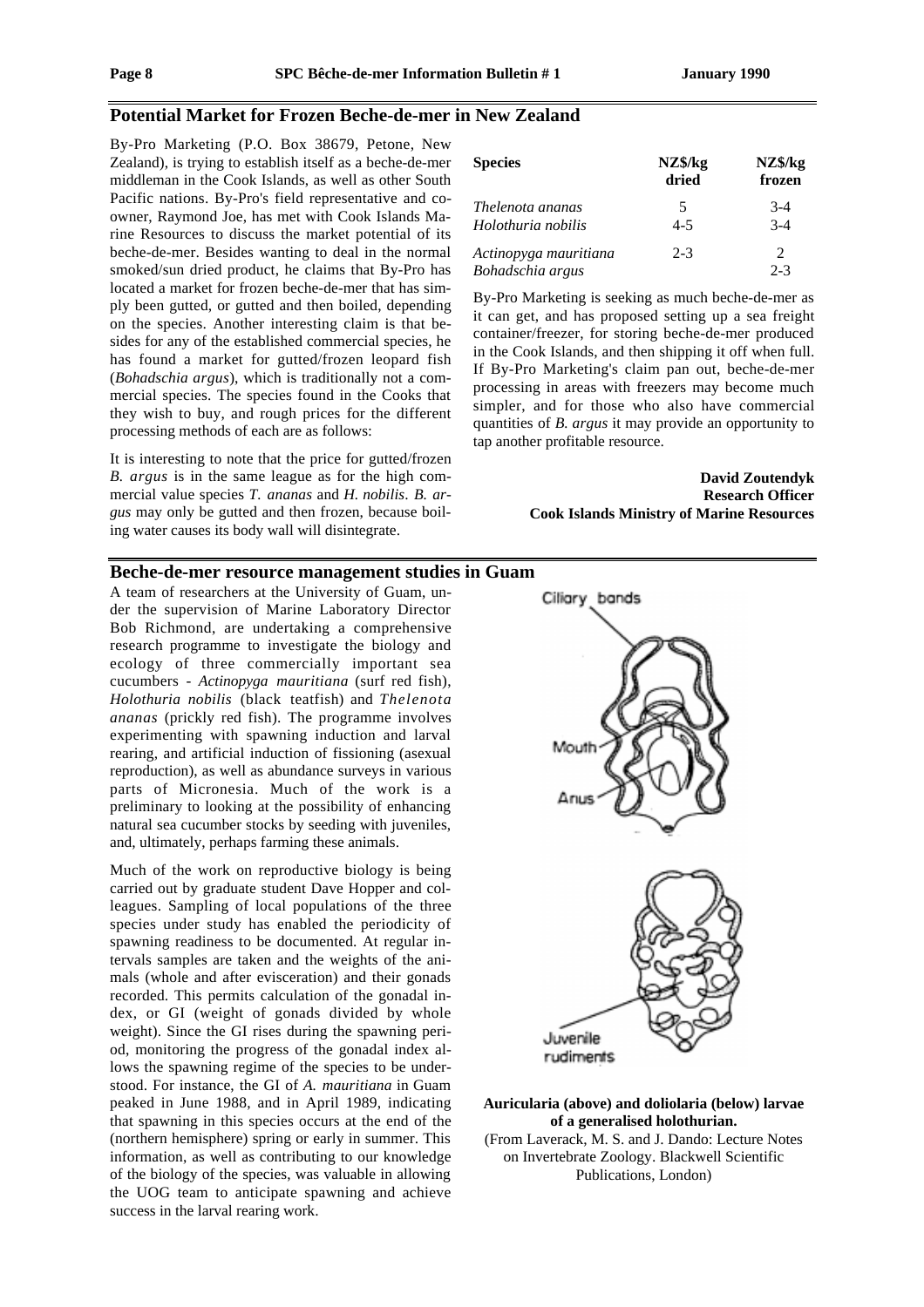## Potential Market for Frozen Beche-de-mer in New Zealand

By-Pro Marketing (P.O. Box 38679, Petone, New Zealand), is trying to establish itself as a beche-de-mer middleman in the Cook Islands, as well as other South Pacific nations. By-Pro's field representative and co-owner, Raymond Joe, has met with Cook Islands Marine Resources to discuss the market potential of its beche-de-mer. Besides wanting to deal in the normal smoked/sun dried product, he claims that By-Pro has located a market for frozen beche-de-mer that has simply been gutted, or gutted and then boiled, depending on the species. Another interesting claim is that besides for any of the established commercial species, he has found a market for gutted/frozen leopard fish (*Bohadschia argus*), which is traditionally not a commercial species. The species found in the Cooks that they wish to buy, and rough prices for the different processing methods of each are as follows:

| Species | NZ$/kg dried | NZ$/kg frozen |
|---|---|---|
| *Thelenota ananas* | 5 | 3-4 |
| *Holothuria nobilis* | 4-5 | 3-4 |
| *Actinopyga mauritiana* | 2-3 | 2 |
| *Bohadschia argus* | | 2-3 |

It is interesting to note that the price for gutted/frozen *B. argus* is in the same league as for the high commercial value species *T. ananas* and *H. nobilis*. *B. argus* may only be gutted and then frozen, because boiling water causes its body wall will disintegrate.

By-Pro Marketing is seeking as much beche-de-mer as it can get, and has proposed setting up a sea freight container/freezer, for storing beche-de-mer produced in the Cook Islands, and then shipping it off when full. If By-Pro Marketing's claim pan out, beche-de-mer processing in areas with freezers may become much simpler, and for those who also have commercial quantities of *B. argus* it may provide an opportunity to tap another profitable resource.

**David Zoutendyk**
**Research Officer**
**Cook Islands Ministry of Marine Resources**

## Beche-de-mer resource management studies in Guam

A team of researchers at the University of Guam, under the supervision of Marine Laboratory Director Bob Richmond, are undertaking a comprehensive research programme to investigate the biology and ecology of three commercially important sea cucumbers - *Actinopyga mauritiana* (surf red fish), *Holothuria nobilis* (black teatfish) and *Thelenota ananas* (prickly red fish). The programme involves experimenting with spawning induction and larval rearing, and artificial induction of fissioning (asexual reproduction), as well as abundance surveys in various parts of Micronesia. Much of the work is a preliminary to looking at the possibility of enhancing natural sea cucumber stocks by seeding with juveniles, and, ultimately, perhaps farming these animals.

Much of the work on reproductive biology is being carried out by graduate student Dave Hopper and colleagues. Sampling of local populations of the three species under study has enabled the periodicity of spawning readiness to be documented. At regular intervals samples are taken and the weights of the animals (whole and after evisceration) and their gonads recorded. This permits calculation of the gonadal index, or GI (weight of gonads divided by whole weight). Since the GI rises during the spawning period, monitoring the progress of the gonadal index allows the spawning regime of the species to be understood. For instance, the GI of *A. mauritiana* in Guam peaked in June 1988, and in April 1989, indicating that spawning in this species occurs at the end of the (northern hemisphere) spring or early in summer. This information, as well as contributing to our knowledge of the biology of the species, was valuable in allowing the UOG team to anticipate spawning and achieve success in the larval rearing work.

**Auricularia (above) and doliolaria (below) larvae of a generalised holothurian.**
(From Laverack, M. S. and J. Dando: Lecture Notes on Invertebrate Zoology. Blackwell Scientific Publications, London)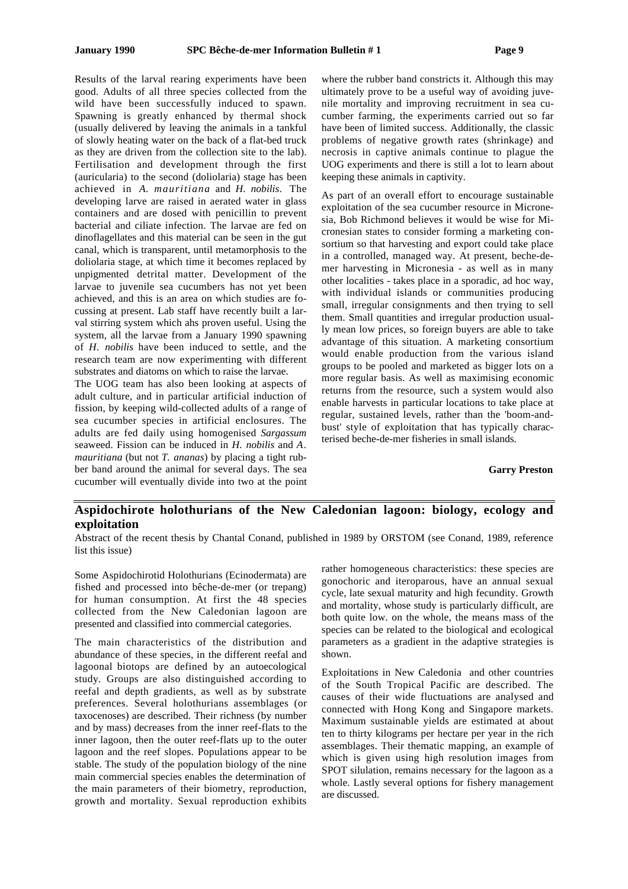Results of the larval rearing experiments have been good. Adults of all three species collected from the wild have been successfully induced to spawn. Spawning is greatly enhanced by thermal shock (usually delivered by leaving the animals in a tankful of slowly heating water on the back of a flat-bed truck as they are driven from the collection site to the lab). Fertilisation and development through the first (auricularia) to the second (doliolaria) stage has been achieved in *A. mauritiana* and *H. nobilis*. The developing larve are raised in aerated water in glass containers and are dosed with penicillin to prevent bacterial and ciliate infection. The larvae are fed on dinoflagellates and this material can be seen in the gut canal, which is transparent, until metamorphosis to the doliolaria stage, at which time it becomes replaced by unpigmented detrital matter. Development of the larvae to juvenile sea cucumbers has not yet been achieved, and this is an area on which studies are focussing at present. Lab staff have recently built a larval stirring system which ahs proven useful. Using the system, all the larvae from a January 1990 spawning of *H. nobilis* have been induced to settle, and the research team are now experimenting with different substrates and diatoms on which to raise the larvae.

The UOG team has also been looking at aspects of adult culture, and in particular artificial induction of fission, by keeping wild-collected adults of a range of sea cucumber species in artificial enclosures. The adults are fed daily using homogenised *Sargassum* seaweed. Fission can be induced in *H. nobilis* and *A. mauritiana* (but not *T. ananas*) by placing a tight rubber band around the animal for several days. The sea cucumber will eventually divide into two at the point where the rubber band constricts it. Although this may ultimately prove to be a useful way of avoiding juvenile mortality and improving recruitment in sea cucumber farming, the experiments carried out so far have been of limited success. Additionally, the classic problems of negative growth rates (shrinkage) and necrosis in captive animals continue to plague the UOG experiments and there is still a lot to learn about keeping these animals in captivity.

As part of an overall effort to encourage sustainable exploitation of the sea cucumber resource in Micronesia, Bob Richmond believes it would be wise for Micronesian states to consider forming a marketing consortium so that harvesting and export could take place in a controlled, managed way. At present, beche-de-mer harvesting in Micronesia - as well as in many other localities - takes place in a sporadic, ad hoc way, with individual islands or communities producing small, irregular consignments and then trying to sell them. Small quantities and irregular production usually mean low prices, so foreign buyers are able to take advantage of this situation. A marketing consortium would enable production from the various island groups to be pooled and marketed as bigger lots on a more regular basis. As well as maximising economic returns from the resource, such a system would also enable harvests in particular locations to take place at regular, sustained levels, rather than the 'boom-and-bust' style of exploitation that has typically characterised beche-de-mer fisheries in small islands.

**Garry Preston**

## Aspidochirote holothurians of the New Caledonian lagoon: biology, ecology and exploitation

Abstract of the recent thesis by Chantal Conand, published in 1989 by ORSTOM (see Conand, 1989, reference list this issue)

Some Aspidochirotid Holothurians (Ecinodermata) are fished and processed into bêche-de-mer (or trepang) for human consumption. At first the 48 species collected from the New Caledonian lagoon are presented and classified into commercial categories.

The main characteristics of the distribution and abundance of these species, in the different reefal and lagoonal biotops are defined by an autoecological study. Groups are also distinguished according to reefal and depth gradients, as well as by substrate preferences. Several holothurians assemblages (or taxocenoses) are described. Their richness (by number and by mass) decreases from the inner reef-flats to the inner lagoon, then the outer reef-flats up to the outer lagoon and the reef slopes. Populations appear to be stable. The study of the population biology of the nine main commercial species enables the determination of the main parameters of their biometry, reproduction, growth and mortality. Sexual reproduction exhibits rather homogeneous characteristics: these species are gonochoric and iteroparous, have an annual sexual cycle, late sexual maturity and high fecundity. Growth and mortality, whose study is particularly difficult, are both quite low. on the whole, the means mass of the species can be related to the biological and ecological parameters as a gradient in the adaptive strategies is shown.

Exploitations in New Caledonia and other countries of the South Tropical Pacific are described. The causes of their wide fluctuations are analysed and connected with Hong Kong and Singapore markets. Maximum sustainable yields are estimated at about ten to thirty kilograms per hectare per year in the rich assemblages. Their thematic mapping, an example of which is given using high resolution images from SPOT silulation, remains necessary for the lagoon as a whole. Lastly several options for fishery management are discussed.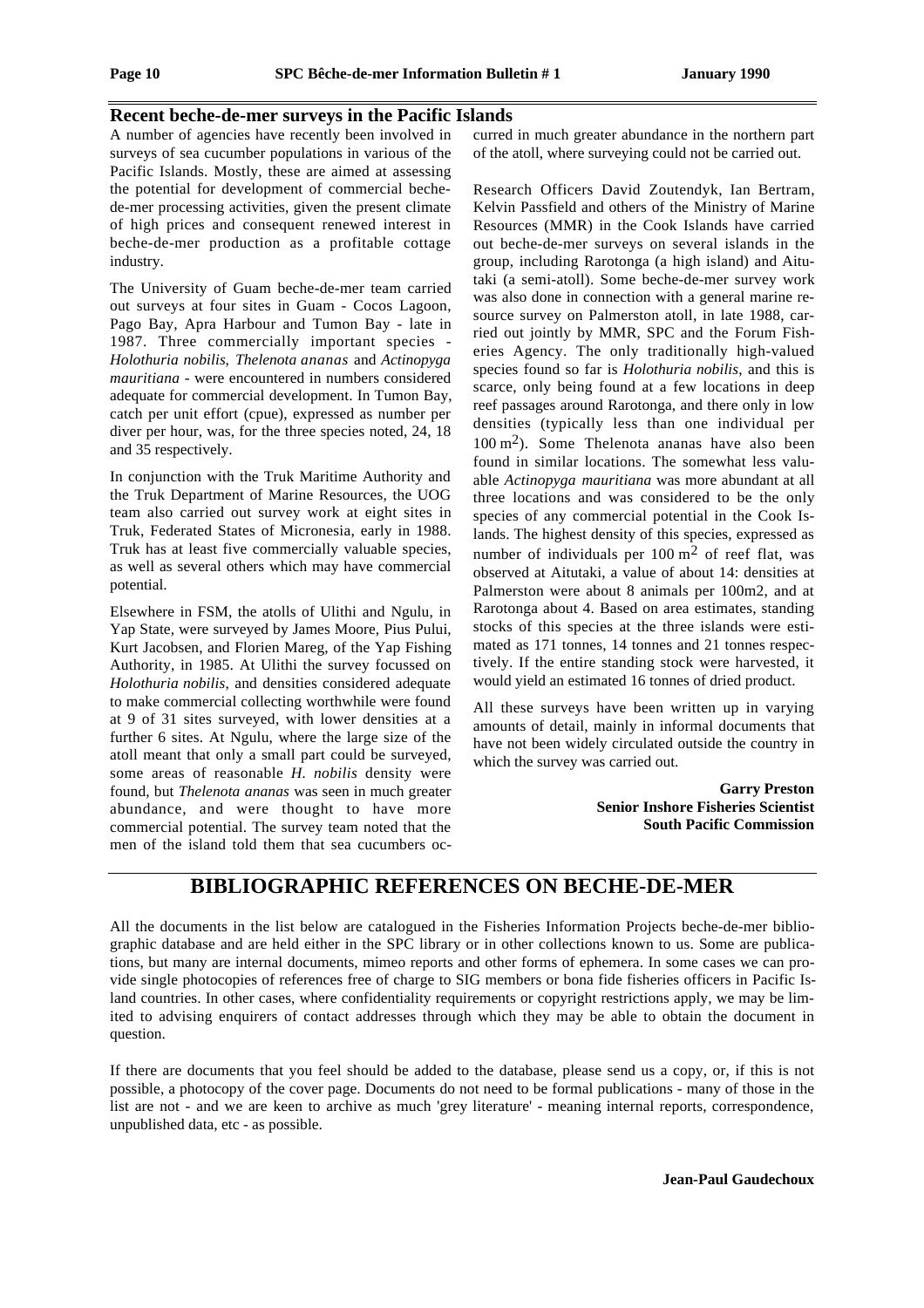## Recent beche-de-mer surveys in the Pacific Islands

A number of agencies have recently been involved in surveys of sea cucumber populations in various of the Pacific Islands. Mostly, these are aimed at assessing the potential for development of commercial beche-de-mer processing activities, given the present climate of high prices and consequent renewed interest in beche-de-mer production as a profitable cottage industry.

The University of Guam beche-de-mer team carried out surveys at four sites in Guam - Cocos Lagoon, Pago Bay, Apra Harbour and Tumon Bay - late in 1987. Three commercially important species - *Holothuria nobilis*, *Thelenota ananas* and *Actinopyga mauritiana* - were encountered in numbers considered adequate for commercial development. In Tumon Bay, catch per unit effort (cpue), expressed as number per diver per hour, was, for the three species noted, 24, 18 and 35 respectively.

In conjunction with the Truk Maritime Authority and the Truk Department of Marine Resources, the UOG team also carried out survey work at eight sites in Truk, Federated States of Micronesia, early in 1988. Truk has at least five commercially valuable species, as well as several others which may have commercial potential.

Elsewhere in FSM, the atolls of Ulithi and Ngulu, in Yap State, were surveyed by James Moore, Pius Pului, Kurt Jacobsen, and Florien Mareg, of the Yap Fishing Authority, in 1985. At Ulithi the survey focussed on *Holothuria nobilis*, and densities considered adequate to make commercial collecting worthwhile were found at 9 of 31 sites surveyed, with lower densities at a further 6 sites. At Ngulu, where the large size of the atoll meant that only a small part could be surveyed, some areas of reasonable *H. nobilis* density were found, but *Thelenota ananas* was seen in much greater abundance, and were thought to have more commercial potential. The survey team noted that the men of the island told them that sea cucumbers occurred in much greater abundance in the northern part of the atoll, where surveying could not be carried out.

Research Officers David Zoutendyk, Ian Bertram, Kelvin Passfield and others of the Ministry of Marine Resources (MMR) in the Cook Islands have carried out beche-de-mer surveys on several islands in the group, including Rarotonga (a high island) and Aitutaki (a semi-atoll). Some beche-de-mer survey work was also done in connection with a general marine resource survey on Palmerston atoll, in late 1988, carried out jointly by MMR, SPC and the Forum Fisheries Agency. The only traditionally high-valued species found so far is *Holothuria nobilis*, and this is scarce, only being found at a few locations in deep reef passages around Rarotonga, and there only in low densities (typically less than one individual per 100 $m^2$). Some Thelenota ananas have also been found in similar locations. The somewhat less valuable *Actinopyga mauritiana* was more abundant at all three locations and was considered to be the only species of any commercial potential in the Cook Islands. The highest density of this species, expressed as number of individuals per 100 $m^2$ of reef flat, was observed at Aitutaki, a value of about 14: densities at Palmerston were about 8 animals per 100m2, and at Rarotonga about 4. Based on area estimates, standing stocks of this species at the three islands were estimated as 171 tonnes, 14 tonnes and 21 tonnes respectively. If the entire standing stock were harvested, it would yield an estimated 16 tonnes of dried product.

All these surveys have been written up in varying amounts of detail, mainly in informal documents that have not been widely circulated outside the country in which the survey was carried out.

**Garry Preston**
**Senior Inshore Fisheries Scientist**
**South Pacific Commission**

# BIBLIOGRAPHIC REFERENCES ON BECHE-DE-MER

All the documents in the list below are catalogued in the Fisheries Information Projects beche-de-mer bibliographic database and are held either in the SPC library or in other collections known to us. Some are publications, but many are internal documents, mimeo reports and other forms of ephemera. In some cases we can provide single photocopies of references free of charge to SIG members or bona fide fisheries officers in Pacific Island countries. In other cases, where confidentiality requirements or copyright restrictions apply, we may be limited to advising enquirers of contact addresses through which they may be able to obtain the document in question.

If there are documents that you feel should be added to the database, please send us a copy, or, if this is not possible, a photocopy of the cover page. Documents do not need to be formal publications - many of those in the list are not - and we are keen to archive as much 'grey literature' - meaning internal reports, correspondence, unpublished data, etc - as possible.

**Jean-Paul Gaudechoux**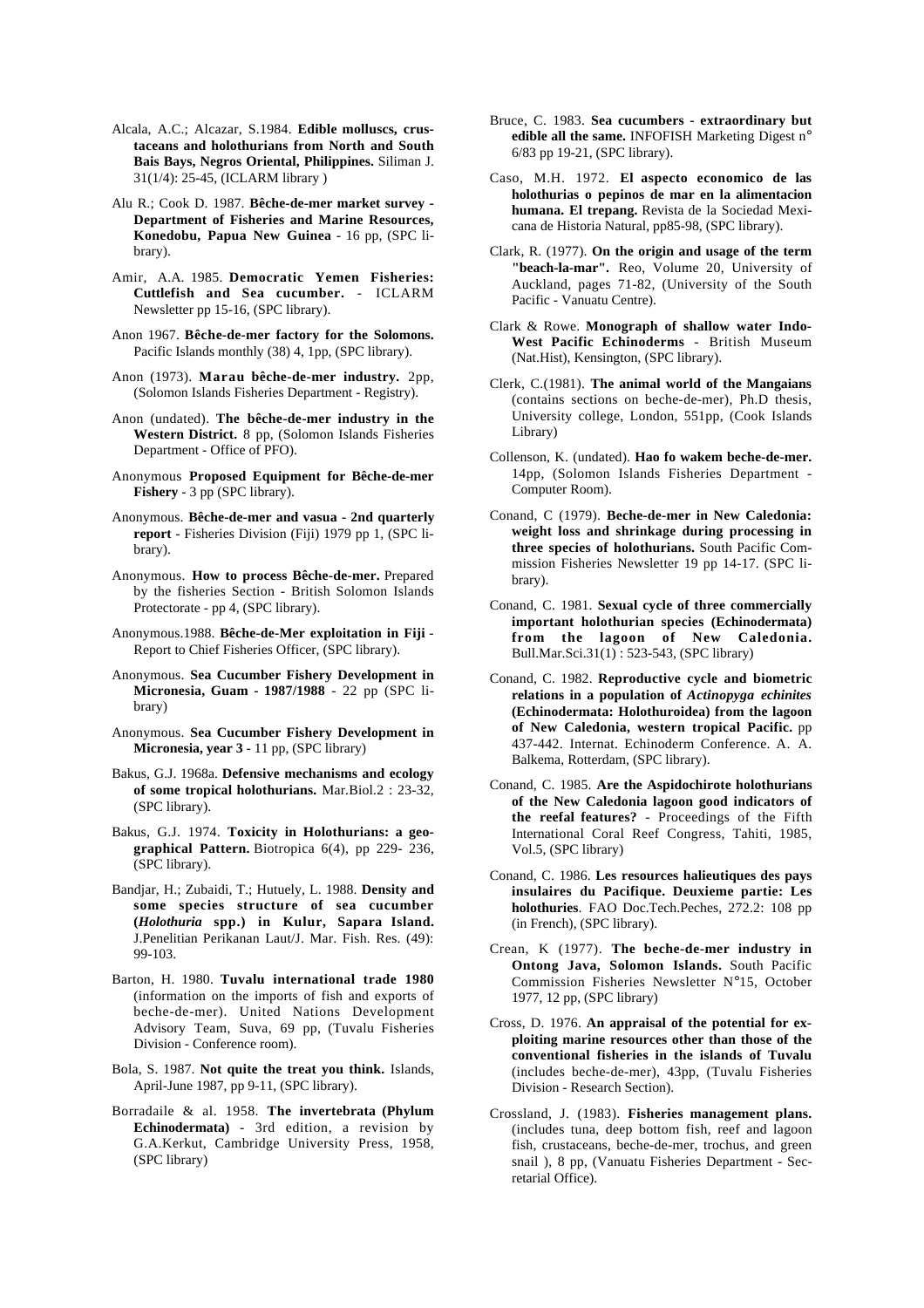Alcala, A.C.; Alcazar, S.1984. **Edible molluscs, crustaceans and holothurians from North and South Bais Bays, Negros Oriental, Philippines.** Siliman J. 31(1/4): 25-45, (ICLARM library )

Alu R.; Cook D. 1987. **Bêche-de-mer market survey - Department of Fisheries and Marine Resources, Konedobu, Papua New Guinea** - 16 pp, (SPC library).

Amir, A.A. 1985. **Democratic Yemen Fisheries: Cuttlefish and Sea cucumber.** - ICLARM Newsletter pp 15-16, (SPC library).

Anon 1967. **Bêche-de-mer factory for the Solomons.** Pacific Islands monthly (38) 4, 1pp, (SPC library).

Anon (1973). **Marau bêche-de-mer industry.** 2pp, (Solomon Islands Fisheries Department - Registry).

Anon (undated). **The bêche-de-mer industry in the Western District.** 8 pp, (Solomon Islands Fisheries Department - Office of PFO).

Anonymous **Proposed Equipment for Bêche-de-mer Fishery** - 3 pp (SPC library).

Anonymous. **Bêche-de-mer and vasua - 2nd quarterly report** - Fisheries Division (Fiji) 1979 pp 1, (SPC library).

Anonymous. **How to process Bêche-de-mer.** Prepared by the fisheries Section - British Solomon Islands Protectorate - pp 4, (SPC library).

Anonymous.1988. **Bêche-de-Mer exploitation in Fiji** - Report to Chief Fisheries Officer, (SPC library).

Anonymous. **Sea Cucumber Fishery Development in Micronesia, Guam - 1987/1988** - 22 pp (SPC library)

Anonymous. **Sea Cucumber Fishery Development in Micronesia, year 3** - 11 pp, (SPC library)

Bakus, G.J. 1968a. **Defensive mechanisms and ecology of some tropical holothurians.** Mar.Biol.2 : 23-32, (SPC library).

Bakus, G.J. 1974. **Toxicity in Holothurians: a geographical Pattern.** Biotropica 6(4), pp 229- 236, (SPC library).

Bandjar, H.; Zubaidi, T.; Hutuely, L. 1988. **Density and some species structure of sea cucumber (*Holothuria* spp.) in Kulur, Sapara Island.** J.Penelitian Perikanan Laut/J. Mar. Fish. Res. (49): 99-103.

Barton, H. 1980. **Tuvalu international trade 1980** (information on the imports of fish and exports of beche-de-mer). United Nations Development Advisory Team, Suva, 69 pp, (Tuvalu Fisheries Division - Conference room).

Bola, S. 1987. **Not quite the treat you think.** Islands, April-June 1987, pp 9-11, (SPC library).

Borradaile & al. 1958. **The invertebrata (Phylum Echinodermata)** - 3rd edition, a revision by G.A.Kerkut, Cambridge University Press, 1958, (SPC library)

Bruce, C. 1983. **Sea cucumbers - extraordinary but edible all the same.** INFOFISH Marketing Digest n° 6/83 pp 19-21, (SPC library).

Caso, M.H. 1972. **El aspecto economico de las holothurias o pepinos de mar en la alimentacion humana. El trepang.** Revista de la Sociedad Mexicana de Historia Natural, pp85-98, (SPC library).

Clark, R. (1977). **On the origin and usage of the term "beach-la-mar".** Reo, Volume 20, University of Auckland, pages 71-82, (University of the South Pacific - Vanuatu Centre).

Clark & Rowe. **Monograph of shallow water Indo-West Pacific Echinoderms** - British Museum (Nat.Hist), Kensington, (SPC library).

Clerk, C.(1981). **The animal world of the Mangaians** (contains sections on beche-de-mer), Ph.D thesis, University college, London, 551pp, (Cook Islands Library)

Collenson, K. (undated). **Hao fo wakem beche-de-mer.** 14pp, (Solomon Islands Fisheries Department - Computer Room).

Conand, C (1979). **Beche-de-mer in New Caledonia: weight loss and shrinkage during processing in three species of holothurians.** South Pacific Commission Fisheries Newsletter 19 pp 14-17. (SPC library).

Conand, C. 1981. **Sexual cycle of three commercially important holothurian species (Echinodermata) from the lagoon of New Caledonia.** Bull.Mar.Sci.31(1) : 523-543, (SPC library)

Conand, C. 1982. **Reproductive cycle and biometric relations in a population of *Actinopyga echinites* (Echinodermata: Holothuroidea) from the lagoon of New Caledonia, western tropical Pacific.** pp 437-442. Internat. Echinoderm Conference. A. A. Balkema, Rotterdam, (SPC library).

Conand, C. 1985. **Are the Aspidochirote holothurians of the New Caledonia lagoon good indicators of the reefal features?** - Proceedings of the Fifth International Coral Reef Congress, Tahiti, 1985, Vol.5, (SPC library)

Conand, C. 1986. **Les resources halieutiques des pays insulaires du Pacifique. Deuxieme partie: Les holothuries**. FAO Doc.Tech.Peches, 272.2: 108 pp (in French), (SPC library).

Crean, K (1977). **The beche-de-mer industry in Ontong Java, Solomon Islands.** South Pacific Commission Fisheries Newsletter N°15, October 1977, 12 pp, (SPC library)

Cross, D. 1976. **An appraisal of the potential for exploiting marine resources other than those of the conventional fisheries in the islands of Tuvalu** (includes beche-de-mer), 43pp, (Tuvalu Fisheries Division - Research Section).

Crossland, J. (1983). **Fisheries management plans.** (includes tuna, deep bottom fish, reef and lagoon fish, crustaceans, beche-de-mer, trochus, and green snail ), 8 pp, (Vanuatu Fisheries Department - Secretarial Office).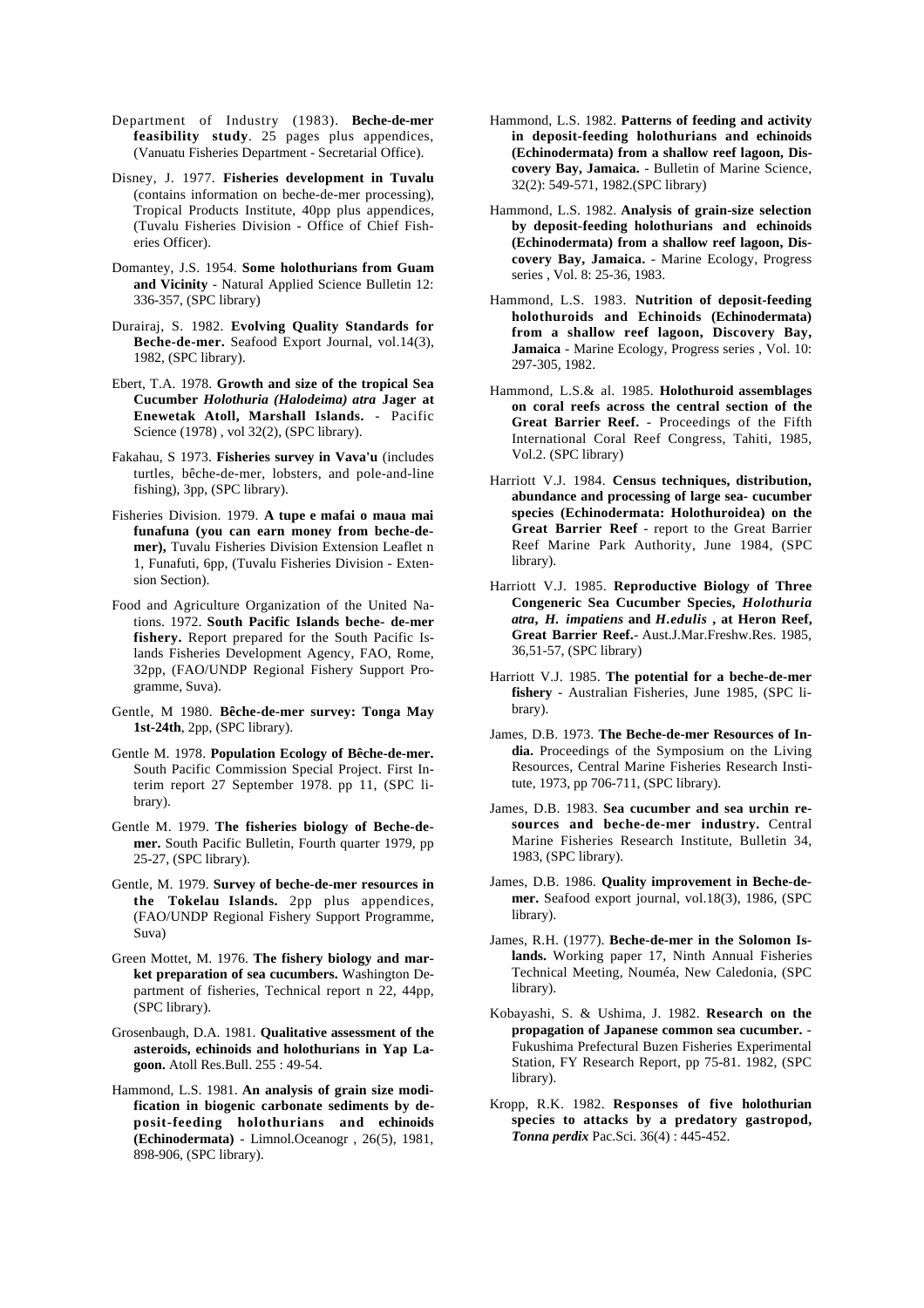Department of Industry (1983). **Beche-de-mer feasibility study**. 25 pages plus appendices, (Vanuatu Fisheries Department - Secretarial Office).

Disney, J. 1977. **Fisheries development in Tuvalu** (contains information on beche-de-mer processing), Tropical Products Institute, 40pp plus appendices, (Tuvalu Fisheries Division - Office of Chief Fisheries Officer).

Domantey, J.S. 1954. **Some holothurians from Guam and Vicinity** - Natural Applied Science Bulletin 12: 336-357, (SPC library)

Durairaj, S. 1982. **Evolving Quality Standards for Beche-de-mer.** Seafood Export Journal, vol.14(3), 1982, (SPC library).

Ebert, T.A. 1978. **Growth and size of the tropical Sea Cucumber *Holothuria (Halodeima) atra* Jager at Enewetak Atoll, Marshall Islands.** - Pacific Science (1978) , vol 32(2), (SPC library).

Fakahau, S 1973. **Fisheries survey in Vava'u** (includes turtles, bêche-de-mer, lobsters, and pole-and-line fishing), 3pp, (SPC library).

Fisheries Division. 1979. **A tupe e mafai o maua mai funafuna (you can earn money from beche-de-mer),** Tuvalu Fisheries Division Extension Leaflet n 1, Funafuti, 6pp, (Tuvalu Fisheries Division - Extension Section).

Food and Agriculture Organization of the United Nations. 1972. **South Pacific Islands beche- de-mer fishery.** Report prepared for the South Pacific Islands Fisheries Development Agency, FAO, Rome, 32pp, (FAO/UNDP Regional Fishery Support Programme, Suva).

Gentle, M 1980. **Bêche-de-mer survey: Tonga May 1st-24th**, 2pp, (SPC library).

Gentle M. 1978. **Population Ecology of Bêche-de-mer.** South Pacific Commission Special Project. First Interim report 27 September 1978. pp 11, (SPC library).

Gentle M. 1979. **The fisheries biology of Beche-de-mer.** South Pacific Bulletin, Fourth quarter 1979, pp 25-27, (SPC library).

Gentle, M. 1979. **Survey of beche-de-mer resources in the Tokelau Islands.** 2pp plus appendices, (FAO/UNDP Regional Fishery Support Programme, Suva)

Green Mottet, M. 1976. **The fishery biology and market preparation of sea cucumbers.** Washington Department of fisheries, Technical report n 22, 44pp, (SPC library).

Grosenbaugh, D.A. 1981. **Qualitative assessment of the asteroids, echinoids and holothurians in Yap Lagoon.** Atoll Res.Bull. 255 : 49-54.

Hammond, L.S. 1981. **An analysis of grain size modification in biogenic carbonate sediments by deposit-feeding holothurians and echinoids (Echinodermata)** - Limnol.Oceanogr , 26(5), 1981, 898-906, (SPC library).

Hammond, L.S. 1982. **Patterns of feeding and activity in deposit-feeding holothurians and echinoids (Echinodermata) from a shallow reef lagoon, Discovery Bay, Jamaica.** - Bulletin of Marine Science, 32(2): 549-571, 1982.(SPC library)

Hammond, L.S. 1982. **Analysis of grain-size selection by deposit-feeding holothurians and echinoids (Echinodermata) from a shallow reef lagoon, Discovery Bay, Jamaica.** - Marine Ecology, Progress series , Vol. 8: 25-36, 1983.

Hammond, L.S. 1983. **Nutrition of deposit-feeding holothuroids and Echinoids (Echinodermata) from a shallow reef lagoon, Discovery Bay, Jamaica** - Marine Ecology, Progress series , Vol. 10: 297-305, 1982.

Hammond, L.S.& al. 1985. **Holothuroid assemblages on coral reefs across the central section of the Great Barrier Reef.** - Proceedings of the Fifth International Coral Reef Congress, Tahiti, 1985, Vol.2. (SPC library)

Harriott V.J. 1984. **Census techniques, distribution, abundance and processing of large sea- cucumber species (Echinodermata: Holothuroidea) on the Great Barrier Reef** - report to the Great Barrier Reef Marine Park Authority, June 1984, (SPC library).

Harriott V.J. 1985. **Reproductive Biology of Three Congeneric Sea Cucumber Species, *Holothuria atra, H. impatiens* and *H.edulis* , at Heron Reef, Great Barrier Reef.**- Aust.J.Mar.Freshw.Res. 1985, 36,51-57, (SPC library)

Harriott V.J. 1985. **The potential for a beche-de-mer fishery** - Australian Fisheries, June 1985, (SPC library).

James, D.B. 1973. **The Beche-de-mer Resources of India.** Proceedings of the Symposium on the Living Resources, Central Marine Fisheries Research Institute, 1973, pp 706-711, (SPC library).

James, D.B. 1983. **Sea cucumber and sea urchin resources and beche-de-mer industry.** Central Marine Fisheries Research Institute, Bulletin 34, 1983, (SPC library).

James, D.B. 1986. **Quality improvement in Beche-de-mer.** Seafood export journal, vol.18(3), 1986, (SPC library).

James, R.H. (1977). **Beche-de-mer in the Solomon Islands.** Working paper 17, Ninth Annual Fisheries Technical Meeting, Nouméa, New Caledonia, (SPC library).

Kobayashi, S. & Ushima, J. 1982. **Research on the propagation of Japanese common sea cucumber.** - Fukushima Prefectural Buzen Fisheries Experimental Station, FY Research Report, pp 75-81. 1982, (SPC library).

Kropp, R.K. 1982. **Responses of five holothurian species to attacks by a predatory gastropod, *Tonna perdix*** Pac.Sci. 36(4) : 445-452.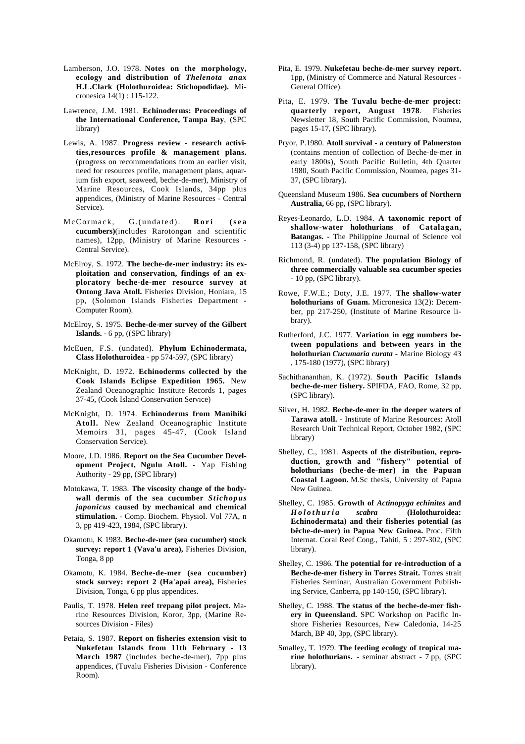Lamberson, J.O. 1978. **Notes on the morphology, ecology and distribution of *Thelenota anax* H.L.Clark (Holothuroidea: Stichopodidae).** Micronesica 14(1) : 115-122.

Lawrence, J.M. 1981. **Echinoderms: Proceedings of the International Conference, Tampa Bay**, (SPC library)

Lewis, A. 1987. **Progress review - research activities,resources profile & management plans.** (progress on recommendations from an earlier visit, need for resources profile, management plans, aquarium fish export, seaweed, beche-de-mer), Ministry of Marine Resources, Cook Islands, 34pp plus appendices, (Ministry of Marine Resources - Central Service).

McCormack, G.(undated). **Rori (sea cucumbers)**(includes Rarotongan and scientific names), 12pp, (Ministry of Marine Resources - Central Service).

McElroy, S. 1972. **The beche-de-mer industry: its exploitation and conservation, findings of an exploratory beche-de-mer resource survey at Ontong Java Atoll.** Fisheries Division, Honiara, 15 pp, (Solomon Islands Fisheries Department - Computer Room).

McElroy, S. 1975. **Beche-de-mer survey of the Gilbert Islands.** - 6 pp, ((SPC library)

McEuen, F.S. (undated). **Phylum Echinodermata, Class Holothuroidea** - pp 574-597, (SPC library)

McKnight, D. 1972. **Echinoderms collected by the Cook Islands Eclipse Expedition 1965.** New Zealand Oceanographic Institute Records 1, pages 37-45, (Cook Island Conservation Service)

McKnight, D. 1974. **Echinoderms from Manihiki Atoll.** New Zealand Oceanographic Institute Memoirs 31, pages 45-47, (Cook Island Conservation Service).

Moore, J.D. 1986. **Report on the Sea Cucumber Development Project, Ngulu Atoll.** - Yap Fishing Authority - 29 pp, (SPC library)

Motokawa, T. 1983. **The viscosity change of the body-wall dermis of the sea cucumber *Stichopus japonicus* caused by mechanical and chemical stimulation.** - Comp. Biochem. Physiol. Vol 77A, n 3, pp 419-423, 1984, (SPC library).

Okamotu, K 1983. **Beche-de-mer (sea cucumber) stock survey: report 1 (Vava'u area),** Fisheries Division, Tonga, 8 pp

Okamotu, K. 1984. **Beche-de-mer (sea cucumber) stock survey: report 2 (Ha'apai area),** Fisheries Division, Tonga, 6 pp plus appendices.

Paulis, T. 1978. **Helen reef trepang pilot project.** Marine Resources Division, Koror, 3pp, (Marine Resources Division - Files)

Petaia, S. 1987. **Report on fisheries extension visit to Nukefetau Islands from 11th February - 13 March 1987** (includes beche-de-mer), 7pp plus appendices, (Tuvalu Fisheries Division - Conference Room).

Pita, E. 1979. **Nukefetau beche-de-mer survey report.** 1pp, (Ministry of Commerce and Natural Resources - General Office).

Pita, E. 1979. **The Tuvalu beche-de-mer project: quarterly report, August 1978**. Fisheries Newsletter 18, South Pacific Commission, Noumea, pages 15-17, (SPC library).

Pryor, P.1980. **Atoll survival - a century of Palmerston** (contains mention of collection of Beche-de-mer in early 1800s), South Pacific Bulletin, 4th Quarter 1980, South Pacific Commission, Noumea, pages 31-37, (SPC library).

Queensland Museum 1986. **Sea cucumbers of Northern Australia,** 66 pp, (SPC library).

Reyes-Leonardo, L.D. 1984. **A taxonomic report of shallow-water holothurians of Catalagan, Batangas.** - The Philippine Journal of Science vol 113 (3-4) pp 137-158, (SPC library)

Richmond, R. (undated). **The population Biology of three commercially valuable sea cucumber species** - 10 pp, (SPC library).

Rowe, F.W.E.; Doty, J.E. 1977. **The shallow-water holothurians of Guam.** Micronesica 13(2): December, pp 217-250, (Institute of Marine Resource library).

Rutherford, J.C. 1977. **Variation in egg numbers between populations and between years in the holothurian *Cucumaria curata*** - Marine Biology 43 , 175-180 (1977), (SPC library)

Sachithananthan, K. (1972). **South Pacific Islands beche-de-mer fishery.** SPIFDA, FAO, Rome, 32 pp, (SPC library).

Silver, H. 1982. **Beche-de-mer in the deeper waters of Tarawa atoll.** - Institute of Marine Resources: Atoll Research Unit Technical Report, October 1982, (SPC library)

Shelley, C., 1981. **Aspects of the distribution, reproduction, growth and "fishery" potential of holothurians (beche-de-mer) in the Papuan Coastal Lagoon.** M.Sc thesis, University of Papua New Guinea.

Shelley, C. 1985. **Growth of *Actinopyga echinites* and *Holothuria scabra* (Holothuroidea: Echinodermata) and their fisheries potential (as bêche-de-mer) in Papua New Guinea.** Proc. Fifth Internat. Coral Reef Cong., Tahiti, 5 : 297-302, (SPC library).

Shelley, C. 1986. **The potential for re-introduction of a Beche-de-mer fishery in Torres Strait.** Torres strait Fisheries Seminar, Australian Government Publishing Service, Canberra, pp 140-150, (SPC library).

Shelley, C. 1988. **The status of the beche-de-mer fishery in Queensland.** SPC Workshop on Pacific Inshore Fisheries Resources, New Caledonia, 14-25 March, BP 40, 3pp, (SPC library).

Smalley, T. 1979. **The feeding ecology of tropical marine holothurians.** - seminar abstract - 7 pp, (SPC library).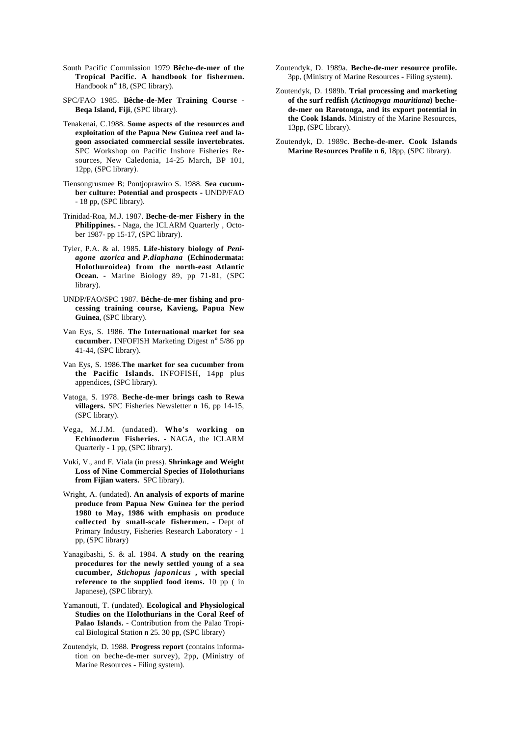South Pacific Commission 1979 **Bêche-de-mer of the Tropical Pacific. A handbook for fishermen.** Handbook n° 18, (SPC library).

SPC/FAO 1985. **Bêche-de-Mer Training Course - Beqa Island, Fiji**, (SPC library).

Tenakenai, C.1988. **Some aspects of the resources and exploitation of the Papua New Guinea reef and lagoon associated commercial sessile invertebrates.** SPC Workshop on Pacific Inshore Fisheries Resources, New Caledonia, 14-25 March, BP 101, 12pp, (SPC library).

Tiensongrusmee B; Pontjoprawiro S. 1988. **Sea cucumber culture: Potential and prospects** - UNDP/FAO - 18 pp, (SPC library).

Trinidad-Roa, M.J. 1987. **Beche-de-mer Fishery in the Philippines.** - Naga, the ICLARM Quarterly , October 1987- pp 15-17, (SPC library).

Tyler, P.A. & al. 1985. **Life-history biology of *Peniagone azorica* and *P.diaphana* (Echinodermata: Holothuroidea) from the north-east Atlantic Ocean.** - Marine Biology 89, pp 71-81, (SPC library).

UNDP/FAO/SPC 1987. **Bêche-de-mer fishing and processing training course, Kavieng, Papua New Guinea**, (SPC library).

Van Eys, S. 1986. **The International market for sea cucumber.** INFOFISH Marketing Digest n° 5/86 pp 41-44, (SPC library).

Van Eys, S. 1986.**The market for sea cucumber from the Pacific Islands.** INFOFISH, 14pp plus appendices, (SPC library).

Vatoga, S. 1978. **Beche-de-mer brings cash to Rewa villagers.** SPC Fisheries Newsletter n 16, pp 14-15, (SPC library).

Vega, M.J.M. (undated). **Who's working on Echinoderm Fisheries.** - NAGA, the ICLARM Quarterly - 1 pp, (SPC library).

Vuki, V., and F. Viala (in press). **Shrinkage and Weight Loss of Nine Commercial Species of Holothurians from Fijian waters.** SPC library).

Wright, A. (undated). **An analysis of exports of marine produce from Papua New Guinea for the period 1980 to May, 1986 with emphasis on produce collected by small-scale fishermen.** - Dept of Primary Industry, Fisheries Research Laboratory - 1 pp, (SPC library)

Yanagibashi, S. & al. 1984. **A study on the rearing procedures for the newly settled young of a sea cucumber, *Stichopus japonicus* , with special reference to the supplied food items.** 10 pp ( in Japanese), (SPC library).

Yamanouti, T. (undated). **Ecological and Physiological Studies on the Holothurians in the Coral Reef of Palao Islands.** - Contribution from the Palao Tropical Biological Station n 25. 30 pp, (SPC library)

Zoutendyk, D. 1988. **Progress report** (contains information on beche-de-mer survey), 2pp, (Ministry of Marine Resources - Filing system).

Zoutendyk, D. 1989a. **Beche-de-mer resource profile.** 3pp, (Ministry of Marine Resources - Filing system).

Zoutendyk, D. 1989b. **Trial processing and marketing of the surf redfish (*Actinopyga mauritiana*) beche-de-mer on Rarotonga, and its export potential in the Cook Islands.** Ministry of the Marine Resources, 13pp, (SPC library).

Zoutendyk, D. 1989c. **Beche-de-mer. Cook Islands Marine Resources Profile n 6**, 18pp, (SPC library).